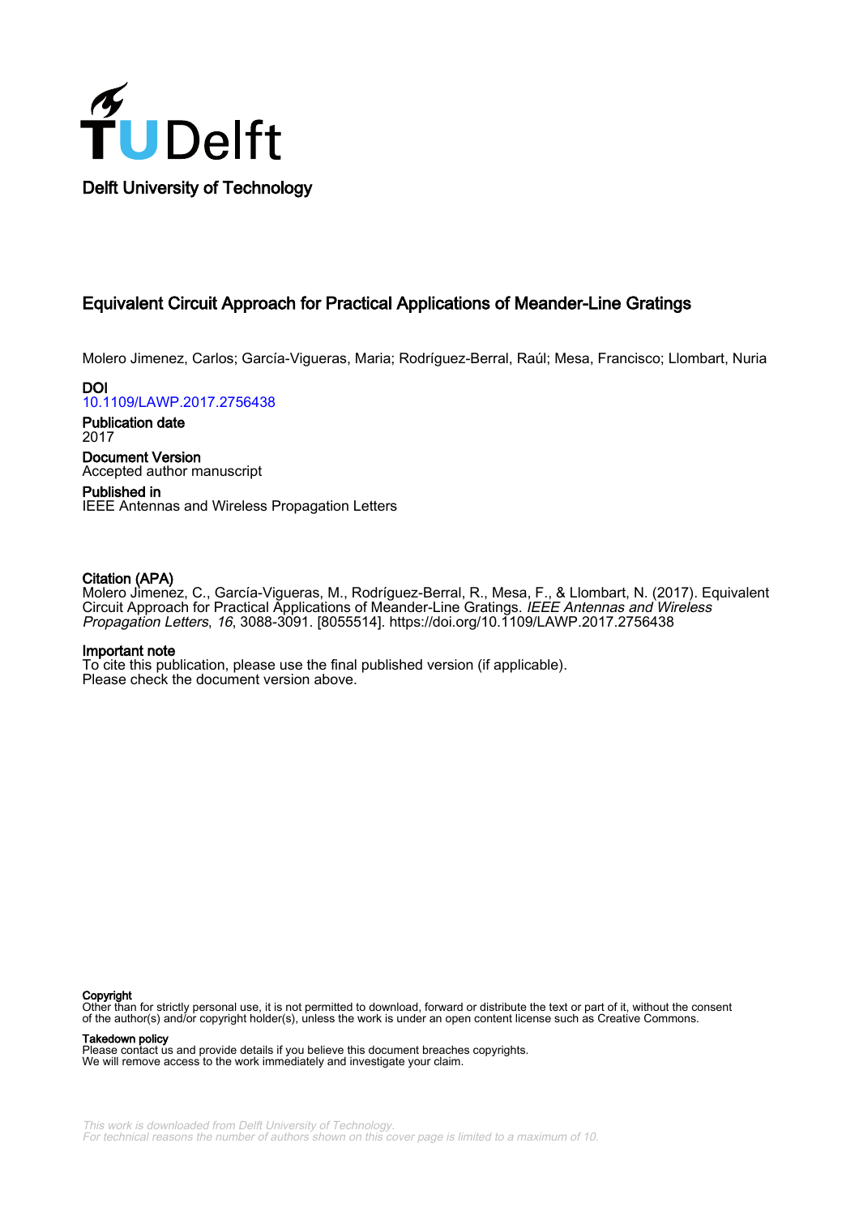Delft University of Technology

# Equivalent Circuit Approach for Practical Applications of Meander-Line Gratings

Molero Jimenez, Carlos; García-Vigueras, Maria; Rodríguez-Berral, Raúl; Mesa, Francisco; Llombart, Nuria

**DOI**
10.1109/LAWP.2017.2756438

**Publication date**
2017

**Document Version**
Accepted author manuscript

**Published in**
IEEE Antennas and Wireless Propagation Letters

**Citation (APA)**
Molero Jimenez, C., García-Vigueras, M., Rodríguez-Berral, R., Mesa, F., & Llombart, N. (2017). Equivalent Circuit Approach for Practical Applications of Meander-Line Gratings. *IEEE Antennas and Wireless Propagation Letters*, *16*, 3088-3091. [8055514]. https://doi.org/10.1109/LAWP.2017.2756438

**Important note**
To cite this publication, please use the final published version (if applicable).
Please check the document version above.

**Copyright**
Other than for strictly personal use, it is not permitted to download, forward or distribute the text or part of it, without the consent of the author(s) and/or copyright holder(s), unless the work is under an open content license such as Creative Commons.

**Takedown policy**
Please contact us and provide details if you believe this document breaches copyrights.
We will remove access to the work immediately and investigate your claim.

*This work is downloaded from Delft University of Technology.*
*For technical reasons the number of authors shown on this cover page is limited to a maximum of 10.*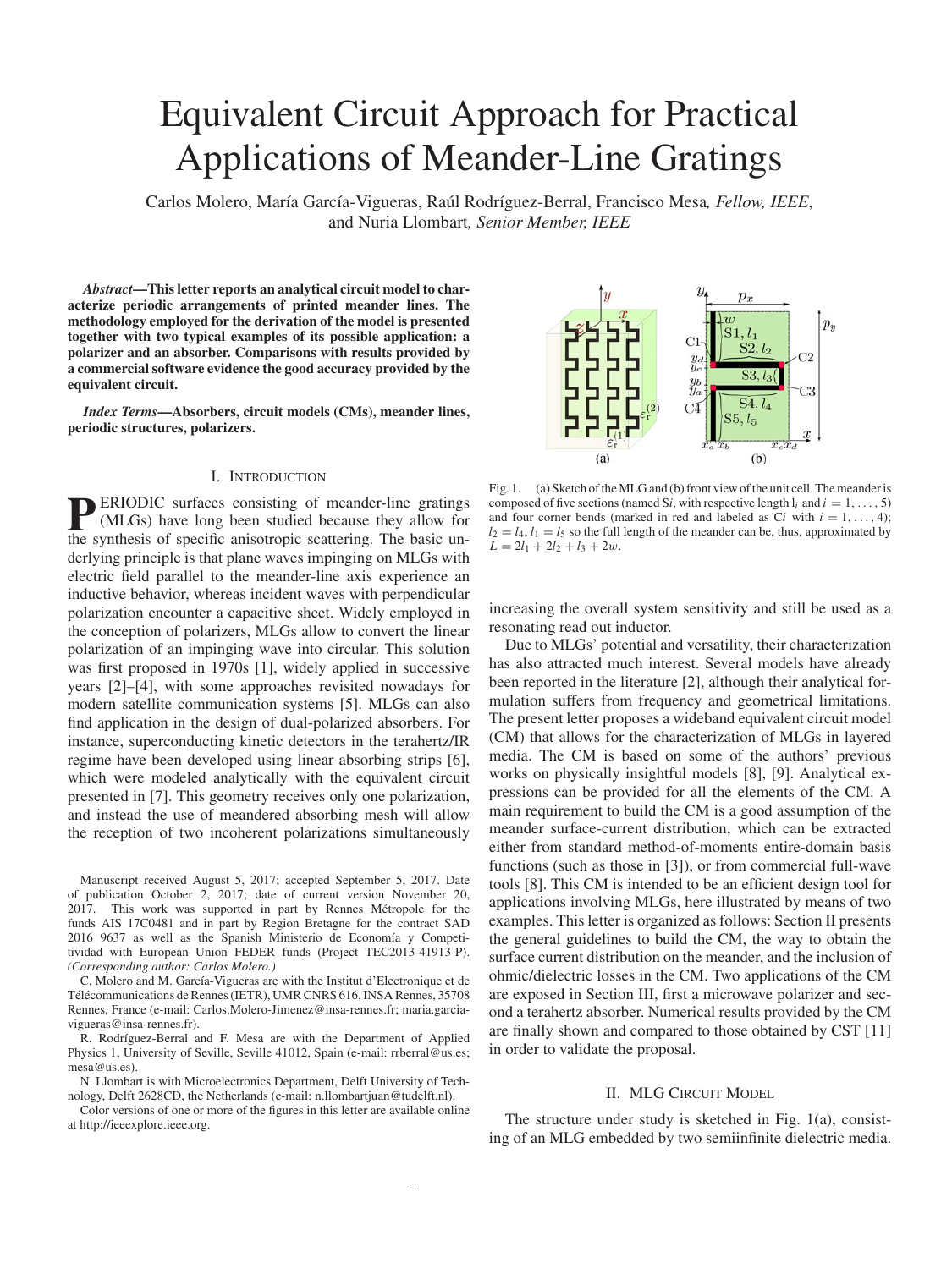# Equivalent Circuit Approach for Practical Applications of Meander-Line Gratings

Carlos Molero, María García-Vigueras, Raúl Rodríguez-Berral, Francisco Mesa, *Fellow, IEEE*, and Nuria Llombart, *Senior Member, IEEE*

***Abstract*—This letter reports an analytical circuit model to characterize periodic arrangements of printed meander lines. The methodology employed for the derivation of the model is presented together with two typical examples of its possible application: a polarizer and an absorber. Comparisons with results provided by a commercial software evidence the good accuracy provided by the equivalent circuit.**

***Index Terms*—Absorbers, circuit models (CMs), meander lines, periodic structures, polarizers.**

## I. Introduction

PERIODIC surfaces consisting of meander-line gratings (MLGs) have long been studied because they allow for the synthesis of specific anisotropic scattering. The basic underlying principle is that plane waves impinging on MLGs with electric field parallel to the meander-line axis experience an inductive behavior, whereas incident waves with perpendicular polarization encounter a capacitive sheet. Widely employed in the conception of polarizers, MLGs allow to convert the linear polarization of an impinging wave into circular. This solution was first proposed in 1970s [1], widely applied in successive years [2]–[4], with some approaches revisited nowadays for modern satellite communication systems [5]. MLGs can also find application in the design of dual-polarized absorbers. For instance, superconducting kinetic detectors in the terahertz/IR regime have been developed using linear absorbing strips [6], which were modeled analytically with the equivalent circuit presented in [7]. This geometry receives only one polarization, and instead the use of meandered absorbing mesh will allow the reception of two incoherent polarizations simultaneously increasing the overall system sensitivity and still be used as a resonating read out inductor.

Manuscript received August 5, 2017; accepted September 5, 2017. Date of publication October 2, 2017; date of current version November 20, 2017. This work was supported in part by Rennes Métropole for the funds AIS 17C0481 and in part by Region Bretagne for the contract SAD 2016 9637 as well as the Spanish Ministerio de Economía y Competitividad with European Union FEDER funds (Project TEC2013-41913-P). *(Corresponding author: Carlos Molero.)*

C. Molero and M. García-Vigueras are with the Institut d'Electronique et de Télécommunications de Rennes (IETR), UMR CNRS 616, INSA Rennes, 35708 Rennes, France (e-mail: Carlos.Molero-Jimenez@insa-rennes.fr; maria.garcia-vigueras@insa-rennes.fr).

R. Rodríguez-Berral and F. Mesa are with the Department of Applied Physics 1, University of Seville, Seville 41012, Spain (e-mail: rrberral@us.es; mesa@us.es).

N. Llombart is with Microelectronics Department, Delft University of Technology, Delft 2628CD, the Netherlands (e-mail: n.llombartjuan@tudelft.nl).

Color versions of one or more of the figures in this letter are available online at http://ieeexplore.ieee.org.

Fig. 1. (a) Sketch of the MLG and (b) front view of the unit cell. The meander is composed of five sections (named S$i$, with respective length $l_i$ and $i = 1, \ldots, 5$) and four corner bends (marked in red and labeled as C$i$ with $i = 1, \ldots, 4$); $l_2 = l_4$, $l_1 = l_5$ so the full length of the meander can be, thus, approximated by $L = 2l_1 + 2l_2 + l_3 + 2w$.

Due to MLGs' potential and versatility, their characterization has also attracted much interest. Several models have already been reported in the literature [2], although their analytical formulation suffers from frequency and geometrical limitations. The present letter proposes a wideband equivalent circuit model (CM) that allows for the characterization of MLGs in layered media. The CM is based on some of the authors' previous works on physically insightful models [8], [9]. Analytical expressions can be provided for all the elements of the CM. A main requirement to build the CM is a good assumption of the meander surface-current distribution, which can be extracted either from standard method-of-moments entire-domain basis functions (such as those in [3]), or from commercial full-wave tools [8]. This CM is intended to be an efficient design tool for applications involving MLGs, here illustrated by means of two examples. This letter is organized as follows: Section II presents the general guidelines to build the CM, the way to obtain the surface current distribution on the meander, and the inclusion of ohmic/dielectric losses in the CM. Two applications of the CM are exposed in Section III, first a microwave polarizer and second a terahertz absorber. Numerical results provided by the CM are finally shown and compared to those obtained by CST [11] in order to validate the proposal.

## II. MLG Circuit Model

The structure under study is sketched in Fig. 1(a), consisting of an MLG embedded by two semiinfinite dielectric media.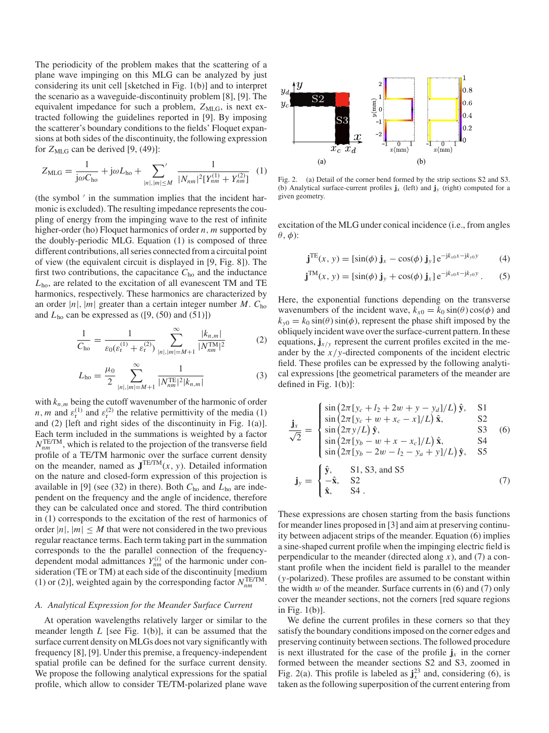The periodicity of the problem makes that the scattering of a plane wave impinging on this MLG can be analyzed by just considering its unit cell [sketched in Fig. 1(b)] and to interpret the scenario as a waveguide-discontinuity problem [8], [9]. The equivalent impedance for such a problem, $Z_{\text{MLG}}$, is next extracted following the guidelines reported in [9]. By imposing the scatterer's boundary conditions to the fields' Floquet expansions at both sides of the discontinuity, the following expression for $Z_{\text{MLG}}$ can be derived [9, (49)]:

$$Z_{\text{MLG}} = \frac{1}{\text{j}\omega C_{\text{ho}}} + \text{j}\omega L_{\text{ho}} + \sum_{|n|,|m|\leq M}{}' \frac{1}{|N_{nm}|^2[Y_{nm}^{(1)} + Y_{nm}^{(2)}]} \quad (1)$$

(the symbol $'$ in the summation implies that the incident harmonic is excluded). The resulting impedance represents the coupling of energy from the impinging wave to the rest of infinite higher-order (ho) Floquet harmonics of order $n$, $m$ supported by the doubly-periodic MLG. Equation (1) is composed of three different contributions, all series connected from a circuital point of view (the equivalent circuit is displayed in [9, Fig. 8]). The first two contributions, the capacitance $C_{\text{ho}}$ and the inductance $L_{\text{ho}}$, are related to the excitation of all evanescent TM and TE harmonics, respectively. These harmonics are characterized by an order $|n|$, $|m|$ greater than a certain integer number $M$. $C_{\text{ho}}$ and $L_{\text{ho}}$ can be expressed as ([9, (50) and (51)])

$$\frac{1}{C_{\text{ho}}} = \frac{1}{\varepsilon_0(\varepsilon_{\text{r}}^{(1)} + \varepsilon_{\text{r}}^{(2)})} \sum_{|n|,|m|=M+1}^{\infty} \frac{|k_{n,m}|}{|N_{nm}^{\text{TM}}|^2} \quad (2)$$

$$L_{\text{ho}} = \frac{\mu_0}{2} \sum_{|n|,|m|=M+1}^{\infty} \frac{1}{|N_{nm}^{\text{TE}}|^2 |k_{n,m}|} \quad (3)$$

with $k_{n,m}$ being the cutoff wavenumber of the harmonic of order $n$, $m$ and $\varepsilon_{\text{r}}^{(1)}$ and $\varepsilon_{\text{r}}^{(2)}$ the relative permittivity of the media (1) and (2) [left and right sides of the discontinuity in Fig. 1(a)]. Each term included in the summations is weighted by a factor $N_{nm}^{\text{TE/TM}}$, which is related to the projection of the transverse field profile of a TE/TM harmonic over the surface current density on the meander, named as $\mathbf{J}^{\text{TE/TM}}(x, y)$. Detailed information on the nature and closed-form expression of this projection is available in [9] (see (32) in there). Both $C_{\text{ho}}$ and $L_{\text{ho}}$ are independent on the frequency and the angle of incidence, therefore they can be calculated once and stored. The third contribution in (1) corresponds to the excitation of the rest of harmonics of order $|n|$, $|m| \leq M$ that were not considered in the two previous regular reactance terms. Each term taking part in the summation corresponds to the parallel connection of the frequency-dependent modal admittances $Y_{nm}^{(i)}$ of the harmonic under consideration (TE or TM) at each side of the discontinuity [medium (1) or (2)], weighted again by the corresponding factor $N_{nm}^{\text{TE/TM}}$.

### *A. Analytical Expression for the Meander Surface Current*

At operation wavelengths relatively larger or similar to the meander length $L$ [see Fig. 1(b)], it can be assumed that the surface current density on MLGs does not vary significantly with frequency [8], [9]. Under this premise, a frequency-independent spatial profile can be defined for the surface current density. We propose the following analytical expressions for the spatial profile, which allow to consider TE/TM-polarized plane wave excitation of the MLG under conical incidence (i.e., from angles $\theta$, $\phi$):

Fig. 2. (a) Detail of the corner bend formed by the strip sections S2 and S3. (b) Analytical surface-current profiles $\mathbf{j}_x$ (left) and $\mathbf{j}_y$ (right) computed for a given geometry.

$$\mathbf{j}^{\text{TE}}(x, y) = [\sin(\phi)\, \mathbf{j}_x - \cos(\phi)\, \mathbf{j}_y]\, \text{e}^{-\text{j}k_{x0}x - \text{j}k_{y0}y} \quad (4)$$

$$\mathbf{j}^{\text{TM}}(x, y) = [\sin(\phi)\, \mathbf{j}_y + \cos(\phi)\, \mathbf{j}_x]\, \text{e}^{-\text{j}k_{x0}x - \text{j}k_{y0}y}. \quad (5)$$

Here, the exponential functions depending on the transverse wavenumbers of the incident wave, $k_{x0} = k_0 \sin(\theta)\cos(\phi)$ and $k_{y0} = k_0 \sin(\theta)\sin(\phi)$, represent the phase shift imposed by the obliquely incident wave over the surface-current pattern. In these equations, $\mathbf{j}_{x/y}$ represent the current profiles excited in the meander by the $x/y$-directed components of the incident electric field. These profiles can be expressed by the following analytical expressions [the geometrical parameters of the meander are defined in Fig. 1(b)]:

$$\frac{\mathbf{j}_x}{\sqrt{2}} = \begin{cases} \sin\left(2\pi[y_c + l_2 + 2w + y - y_d]/L\right) \hat{\mathbf{y}}, & \text{S1} \\ \sin\left(2\pi[y_c + w + x_c - x]/L\right) \hat{\mathbf{x}}, & \text{S2} \\ \sin\left(2\pi y/L\right) \hat{\mathbf{y}}, & \text{S3} \\ \sin\left(2\pi[y_b - w + x - x_c]/L\right) \hat{\mathbf{x}}, & \text{S4} \\ \sin\left(2\pi[y_b - 2w - l_2 - y_a + y]/L\right) \hat{\mathbf{y}}, & \text{S5} \end{cases} \quad (6)$$

$$\mathbf{j}_y = \begin{cases} \hat{\mathbf{y}}, & \text{S1, S3, and S5} \\ -\hat{\mathbf{x}}, & \text{S2} \\ \hat{\mathbf{x}}, & \text{S4}. \end{cases} \quad (7)$$

These expressions are chosen starting from the basis functions for meander lines proposed in [3] and aim at preserving continuity between adjacent strips of the meander. Equation (6) implies a sine-shaped current profile when the impinging electric field is perpendicular to the meander (directed along $x$), and (7) a constant profile when the incident field is parallel to the meander ($y$-polarized). These profiles are assumed to be constant within the width $w$ of the meander. Surface currents in (6) and (7) only cover the meander sections, not the corners [red square regions in Fig. 1(b)].

We define the current profiles in these corners so that they satisfy the boundary conditions imposed on the corner edges and preserving continuity between sections. The followed procedure is next illustrated for the case of the profile $\mathbf{j}_x$ in the corner formed between the meander sections S2 and S3, zoomed in Fig. 2(a). This profile is labeled as $\mathbf{j}_x^{23}$ and, considering (6), is taken as the following superposition of the current entering from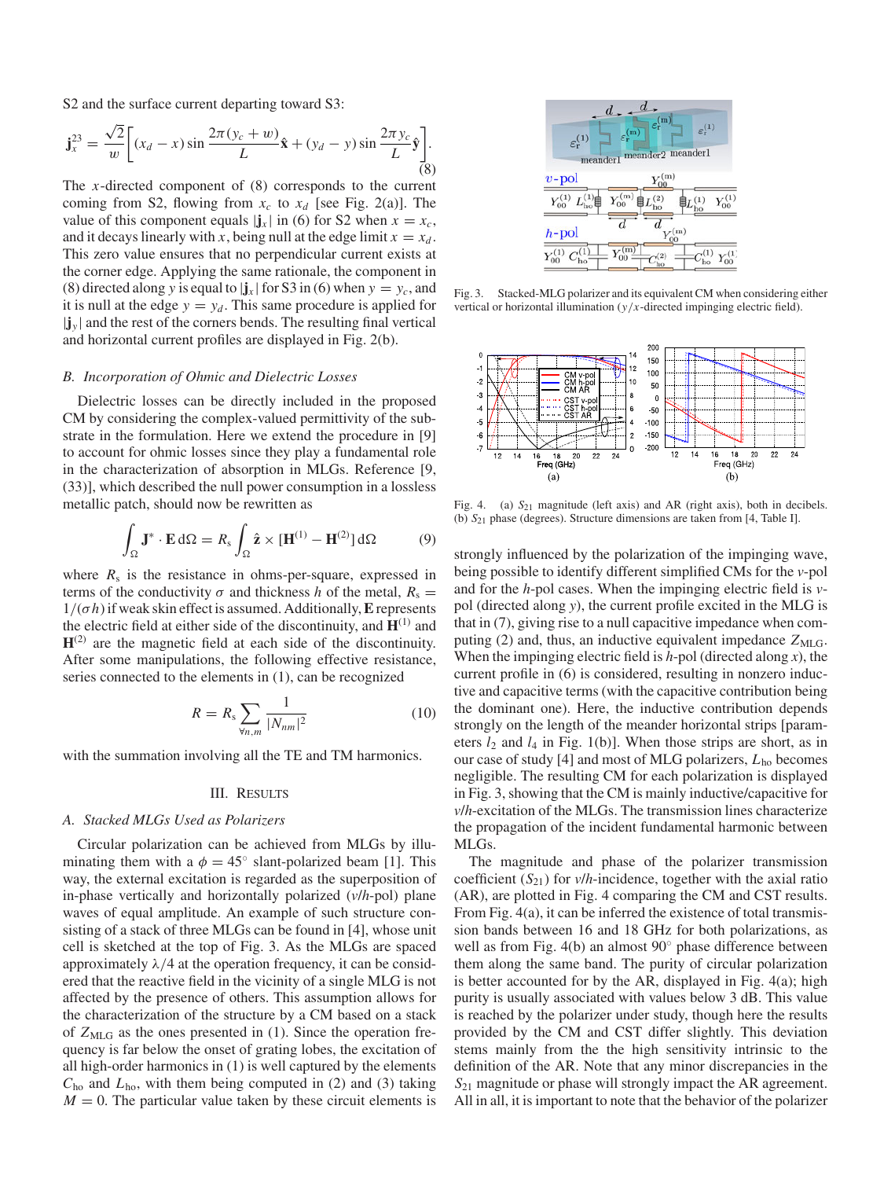S2 and the surface current departing toward S3:

$$\mathbf{j}_x^{23} = \frac{\sqrt{2}}{w}\left[(x_d - x)\sin\frac{2\pi(y_c + w)}{L}\hat{\mathbf{x}} + (y_d - y)\sin\frac{2\pi y_c}{L}\hat{\mathbf{y}}\right]. \tag{8}$$

The $x$-directed component of (8) corresponds to the current coming from S2, flowing from $x_c$ to $x_d$ [see Fig. 2(a)]. The value of this component equals $|\mathbf{j}_x|$ in (6) for S2 when $x = x_c$, and it decays linearly with $x$, being null at the edge limit $x = x_d$. This zero value ensures that no perpendicular current exists at the corner edge. Applying the same rationale, the component in (8) directed along $y$ is equal to $|\mathbf{j}_x|$ for S3 in (6) when $y = y_c$, and it is null at the edge $y = y_d$. This same procedure is applied for $|\mathbf{j}_y|$ and the rest of the corners bends. The resulting final vertical and horizontal current profiles are displayed in Fig. 2(b).

### B. Incorporation of Ohmic and Dielectric Losses

Dielectric losses can be directly included in the proposed CM by considering the complex-valued permittivity of the substrate in the formulation. Here we extend the procedure in [9] to account for ohmic losses since they play a fundamental role in the characterization of absorption in MLGs. Reference [9, (33)], which described the null power consumption in a lossless metallic patch, should now be rewritten as

$$\int_\Omega \mathbf{J}^* \cdot \mathbf{E}\, \mathrm{d}\Omega = R_s \int_\Omega \hat{\mathbf{z}} \times [\mathbf{H}^{(1)} - \mathbf{H}^{(2)}]\, \mathrm{d}\Omega \tag{9}$$

where $R_s$ is the resistance in ohms-per-square, expressed in terms of the conductivity $\sigma$ and thickness $h$ of the metal, $R_s = 1/(\sigma h)$ if weak skin effect is assumed. Additionally, $\mathbf{E}$ represents the electric field at either side of the discontinuity, and $\mathbf{H}^{(1)}$ and $\mathbf{H}^{(2)}$ are the magnetic field at each side of the discontinuity. After some manipulations, the following effective resistance, series connected to the elements in (1), can be recognized

$$R = R_s \sum_{\forall n,m} \frac{1}{|N_{nm}|^2} \tag{10}$$

with the summation involving all the TE and TM harmonics.

## III. Results

### A. Stacked MLGs Used as Polarizers

Circular polarization can be achieved from MLGs by illuminating them with a $\phi = 45^\circ$ slant-polarized beam [1]. This way, the external excitation is regarded as the superposition of in-phase vertically and horizontally polarized (*v*/*h*-pol) plane waves of equal amplitude. An example of such structure consisting of a stack of three MLGs can be found in [4], whose unit cell is sketched at the top of Fig. 3. As the MLGs are spaced approximately $\lambda/4$ at the operation frequency, it can be considered that the reactive field in the vicinity of a single MLG is not affected by the presence of others. This assumption allows for the characterization of the structure by a CM based on a stack of $Z_{\mathrm{MLG}}$ as the ones presented in (1). Since the operation frequency is far below the onset of grating lobes, the excitation of all high-order harmonics in (1) is well captured by the elements $C_{\mathrm{ho}}$ and $L_{\mathrm{ho}}$, with them being computed in (2) and (3) taking $M = 0$. The particular value taken by these circuit elements is strongly influenced by the polarization of the impinging wave, being possible to identify different simplified CMs for the *v*-pol and for the *h*-pol cases. When the impinging electric field is *v*-pol (directed along $y$), the current profile excited in the MLG is that in (7), giving rise to a null capacitive impedance when computing (2) and, thus, an inductive equivalent impedance $Z_{\mathrm{MLG}}$. When the impinging electric field is *h*-pol (directed along $x$), the current profile in (6) is considered, resulting in nonzero inductive and capacitive terms (with the capacitive contribution being the dominant one). Here, the inductive contribution depends strongly on the length of the meander horizontal strips [parameters $l_2$ and $l_4$ in Fig. 1(b)]. When those strips are short, as in our case of study [4] and most of MLG polarizers, $L_{\mathrm{ho}}$ becomes negligible. The resulting CM for each polarization is displayed in Fig. 3, showing that the CM is mainly inductive/capacitive for *v*/*h*-excitation of the MLGs. The transmission lines characterize the propagation of the incident fundamental harmonic between MLGs.

Fig. 3. Stacked-MLG polarizer and its equivalent CM when considering either vertical or horizontal illumination ($y$/$x$-directed impinging electric field).

Fig. 4. (a) $S_{21}$ magnitude (left axis) and AR (right axis), both in decibels. (b) $S_{21}$ phase (degrees). Structure dimensions are taken from [4, Table I].

The magnitude and phase of the polarizer transmission coefficient ($S_{21}$) for *v*/*h*-incidence, together with the axial ratio (AR), are plotted in Fig. 4 comparing the CM and CST results. From Fig. 4(a), it can be inferred the existence of total transmission bands between 16 and 18 GHz for both polarizations, as well as from Fig. 4(b) an almost 90° phase difference between them along the same band. The purity of circular polarization is better accounted for by the AR, displayed in Fig. 4(a); high purity is usually associated with values below 3 dB. This value is reached by the polarizer under study, though here the results provided by the CM and CST differ slightly. This deviation stems mainly from the the high sensitivity intrinsic to the definition of the AR. Note that any minor discrepancies in the $S_{21}$ magnitude or phase will strongly impact the AR agreement. All in all, it is important to note that the behavior of the polarizer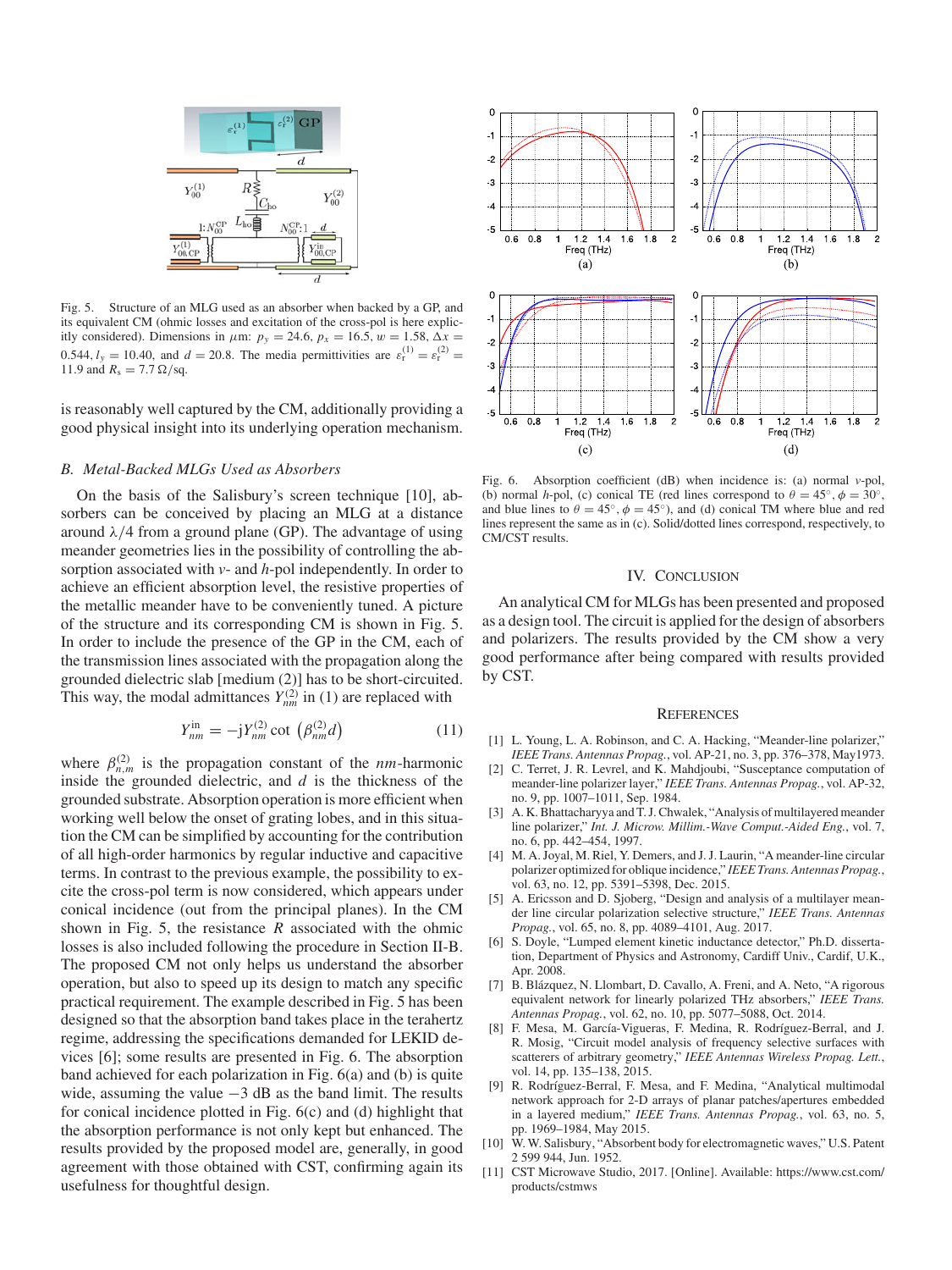$\varepsilon_r^{(1)}$ $\varepsilon_r^{(2)}$ GP

$d$

$Y_{00}^{(1)}$ $R$ $C_{\rm ho}$ $Y_{00}^{(2)}$

$1:N_{00}^{\rm CP}$ $L_{\rm ho}$ $N_{00}^{\rm CP}:1$ $d$

$Y_{00,\rm CP}^{(1)}$ $Y_{00,\rm CP}^{\rm in}$

$d$

Fig. 5. Structure of an MLG used as an absorber when backed by a GP, and its equivalent CM (ohmic losses and excitation of the cross-pol is here explicitly considered). Dimensions in $\mu$m: $p_y = 24.6$, $p_x = 16.5$, $w = 1.58$, $\Delta x = 0.544$, $l_y = 10.40$, and $d = 20.8$. The media permittivities are $\varepsilon_r^{(1)} = \varepsilon_r^{(2)} = 11.9$ and $R_s = 7.7\ \Omega/\text{sq}$.

is reasonably well captured by the CM, additionally providing a good physical insight into its underlying operation mechanism.

### B. Metal-Backed MLGs Used as Absorbers

On the basis of the Salisbury's screen technique [10], absorbers can be conceived by placing an MLG at a distance around $\lambda/4$ from a ground plane (GP). The advantage of using meander geometries lies in the possibility of controlling the absorption associated with *v*- and *h*-pol independently. In order to achieve an efficient absorption level, the resistive properties of the metallic meander have to be conveniently tuned. A picture of the structure and its corresponding CM is shown in Fig. 5. In order to include the presence of the GP in the CM, each of the transmission lines associated with the propagation along the grounded dielectric slab [medium (2)] has to be short-circuited. This way, the modal admittances $Y_{nm}^{(2)}$ in (1) are replaced with

$$Y_{nm}^{\rm in} = -{\rm j}Y_{nm}^{(2)} \cot\left(\beta_{nm}^{(2)} d\right) \tag{11}$$

where $\beta_{n,m}^{(2)}$ is the propagation constant of the *nm*-harmonic inside the grounded dielectric, and $d$ is the thickness of the grounded substrate. Absorption operation is more efficient when working well below the onset of grating lobes, and in this situation the CM can be simplified by accounting for the contribution of all high-order harmonics by regular inductive and capacitive terms. In contrast to the previous example, the possibility to excite the cross-pol term is now considered, which appears under conical incidence (out from the principal planes). In the CM shown in Fig. 5, the resistance $R$ associated with the ohmic losses is also included following the procedure in Section II-B. The proposed CM not only helps us understand the absorber operation, but also to speed up its design to match any specific practical requirement. The example described in Fig. 5 has been designed so that the absorption band takes place in the terahertz regime, addressing the specifications demanded for LEKID devices [6]; some results are presented in Fig. 6. The absorption band achieved for each polarization in Fig. 6(a) and (b) is quite wide, assuming the value $-3$ dB as the band limit. The results for conical incidence plotted in Fig. 6(c) and (d) highlight that the absorption performance is not only kept but enhanced. The results provided by the proposed model are, generally, in good agreement with those obtained with CST, confirming again its usefulness for thoughtful design.

0
-1
-2
-3
-4
-5
0.6 0.8 1 1.2 1.4 1.6 1.8 2
Freq (THz)
(a)

0
-1
-2
-3
-4
-5
0.6 0.8 1 1.2 1.4 1.6 1.8 2
Freq (THz)
(b)

0
-1
-2
-3
-4
-5
0.6 0.8 1 1.2 1.4 1.6 1.8 2
Freq (THz)
(c)

0
-1
-2
-3
-4
-5
0.6 0.8 1 1.2 1.4 1.6 1.8 2
Freq (THz)
(d)

Fig. 6. Absorption coefficient (dB) when incidence is: (a) normal *v*-pol, (b) normal *h*-pol, (c) conical TE (red lines correspond to $\theta = 45^\circ$, $\phi = 30^\circ$, and blue lines to $\theta = 45^\circ$, $\phi = 45^\circ$), and (d) conical TM where blue and red lines represent the same as in (c). Solid/dotted lines correspond, respectively, to CM/CST results.

## IV. Conclusion

An analytical CM for MLGs has been presented and proposed as a design tool. The circuit is applied for the design of absorbers and polarizers. The results provided by the CM show a very good performance after being compared with results provided by CST.

## References

[1] L. Young, L. A. Robinson, and C. A. Hacking, "Meander-line polarizer," *IEEE Trans. Antennas Propag.*, vol. AP-21, no. 3, pp. 376–378, May1973.

[2] C. Terret, J. R. Levrel, and K. Mahdjoubi, "Susceptance computation of meander-line polarizer layer," *IEEE Trans. Antennas Propag.*, vol. AP-32, no. 9, pp. 1007–1011, Sep. 1984.

[3] A. K. Bhattacharyya and T. J. Chwalek, "Analysis of multilayered meander line polarizer," *Int. J. Microw. Millim.-Wave Comput.-Aided Eng.*, vol. 7, no. 6, pp. 442–454, 1997.

[4] M. A. Joyal, M. Riel, Y. Demers, and J. J. Laurin, "A meander-line circular polarizer optimized for oblique incidence," *IEEE Trans. Antennas Propag.*, vol. 63, no. 12, pp. 5391–5398, Dec. 2015.

[5] A. Ericsson and D. Sjoberg, "Design and analysis of a multilayer meander line circular polarization selective structure," *IEEE Trans. Antennas Propag.*, vol. 65, no. 8, pp. 4089–4101, Aug. 2017.

[6] S. Doyle, "Lumped element kinetic inductance detector," Ph.D. dissertation, Department of Physics and Astronomy, Cardiff Univ., Cardif, U.K., Apr. 2008.

[7] B. Blázquez, N. Llombart, D. Cavallo, A. Freni, and A. Neto, "A rigorous equivalent network for linearly polarized THz absorbers," *IEEE Trans. Antennas Propag.*, vol. 62, no. 10, pp. 5077–5088, Oct. 2014.

[8] F. Mesa, M. García-Vigueras, F. Medina, R. Rodríguez-Berral, and J. R. Mosig, "Circuit model analysis of frequency selective surfaces with scatterers of arbitrary geometry," *IEEE Antennas Wireless Propag. Lett.*, vol. 14, pp. 135–138, 2015.

[9] R. Rodríguez-Berral, F. Mesa, and F. Medina, "Analytical multimodal network approach for 2-D arrays of planar patches/apertures embedded in a layered medium," *IEEE Trans. Antennas Propag.*, vol. 63, no. 5, pp. 1969–1984, May 2015.

[10] W. W. Salisbury, "Absorbent body for electromagnetic waves," U.S. Patent 2 599 944, Jun. 1952.

[11] CST Microwave Studio, 2017. [Online]. Available: https://www.cst.com/products/cstmws